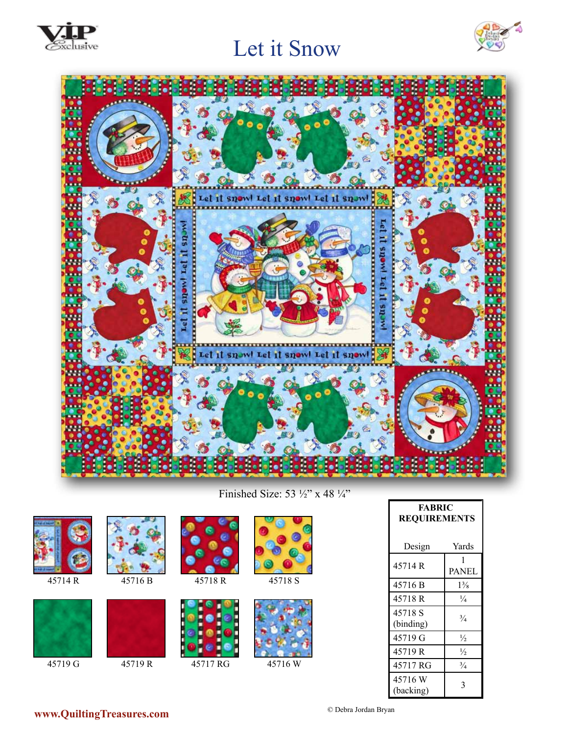# Let it Snow

Finished Size: 53 ½" x 48 ¼"

45714 R

45716 B

45718 R

45718 S

45719 G

45719 R

45717 RG

45716 W

| FABRIC REQUIREMENTS | |
|---|---|
| Design | Yards |
| 45714 R | 1 PANEL |
| 45716 B | 1⅜ |
| 45718 R | ¼ |
| 45718 S (binding) | ¾ |
| 45719 G | ½ |
| 45719 R | ½ |
| 45717 RG | ¾ |
| 45716 W (backing) | 3 |

www.QuiltingTreasures.com

© Debra Jordan Bryan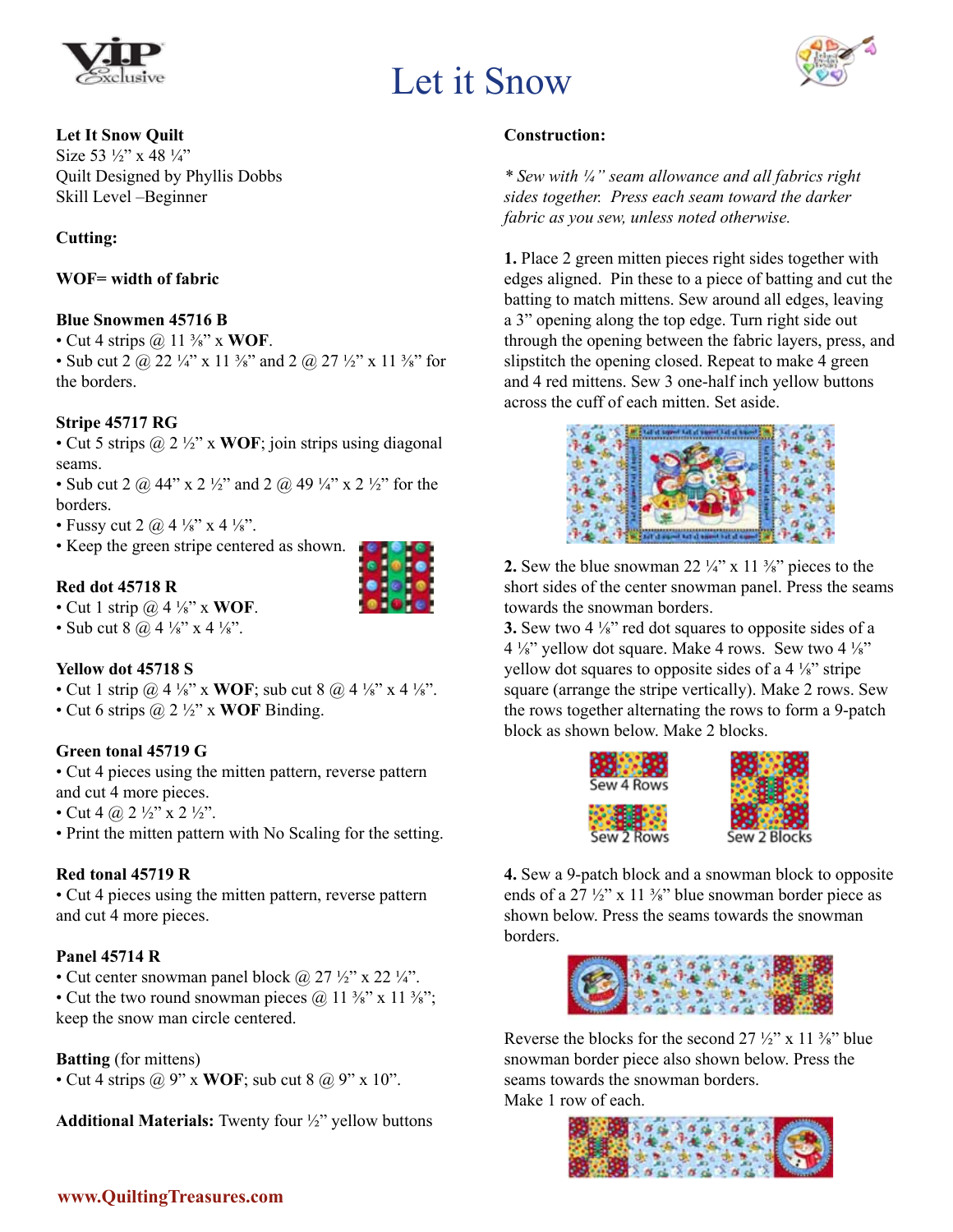# Let it Snow

**Let It Snow Quilt**
Size 53 ½" x 48 ¼"
Quilt Designed by Phyllis Dobbs
Skill Level –Beginner

**Cutting:**

**WOF= width of fabric**

**Blue Snowmen 45716 B**
- Cut 4 strips @ 11 ⅜" x **WOF**.
- Sub cut 2 @ 22 ¼" x 11 ⅜" and 2 @ 27 ½" x 11 ⅜" for the borders.

**Stripe 45717 RG**
- Cut 5 strips @ 2 ½" x **WOF**; join strips using diagonal seams.
- Sub cut 2 @ 44" x 2 ½" and 2 @ 49 ¼" x 2 ½" for the borders.
- Fussy cut 2 @ 4 ⅛" x 4 ⅛".
- Keep the green stripe centered as shown.

**Red dot 45718 R**
- Cut 1 strip @ 4 ⅛" x **WOF**.
- Sub cut 8 @ 4 ⅛" x 4 ⅛".

**Yellow dot 45718 S**
- Cut 1 strip @ 4 ⅛" x **WOF**; sub cut 8 @ 4 ⅛" x 4 ⅛".
- Cut 6 strips @ 2 ½" x **WOF** Binding.

**Green tonal 45719 G**
- Cut 4 pieces using the mitten pattern, reverse pattern and cut 4 more pieces.
- Cut 4 @ 2 ½" x 2 ½".
- Print the mitten pattern with No Scaling for the setting.

**Red tonal 45719 R**
- Cut 4 pieces using the mitten pattern, reverse pattern and cut 4 more pieces.

**Panel 45714 R**
- Cut center snowman panel block @ 27 ½" x 22 ¼".
- Cut the two round snowman pieces @ 11 ⅜" x 11 ⅜"; keep the snow man circle centered.

**Batting** (for mittens)
- Cut 4 strips @ 9" x **WOF**; sub cut 8 @ 9" x 10".

**Additional Materials:** Twenty four ½" yellow buttons

**Construction:**

*\* Sew with ¼" seam allowance and all fabrics right sides together. Press each seam toward the darker fabric as you sew, unless noted otherwise.*

**1.** Place 2 green mitten pieces right sides together with edges aligned. Pin these to a piece of batting and cut the batting to match mittens. Sew around all edges, leaving a 3" opening along the top edge. Turn right side out through the opening between the fabric layers, press, and slipstitch the opening closed. Repeat to make 4 green and 4 red mittens. Sew 3 one-half inch yellow buttons across the cuff of each mitten. Set aside.

**2.** Sew the blue snowman 22 ¼" x 11 ⅜" pieces to the short sides of the center snowman panel. Press the seams towards the snowman borders.

**3.** Sew two 4 ⅛" red dot squares to opposite sides of a 4 ⅛" yellow dot square. Make 4 rows. Sew two 4 ⅛" yellow dot squares to opposite sides of a 4 ⅛" stripe square (arrange the stripe vertically). Make 2 rows. Sew the rows together alternating the rows to form a 9-patch block as shown below. Make 2 blocks.

Sew 4 Rows

Sew 2 Rows

Sew 2 Blocks

**4.** Sew a 9-patch block and a snowman block to opposite ends of a 27 ½" x 11 ⅜" blue snowman border piece as shown below. Press the seams towards the snowman borders.

Reverse the blocks for the second 27 ½" x 11 ⅜" blue snowman border piece also shown below. Press the seams towards the snowman borders.
Make 1 row of each.

www.QuiltingTreasures.com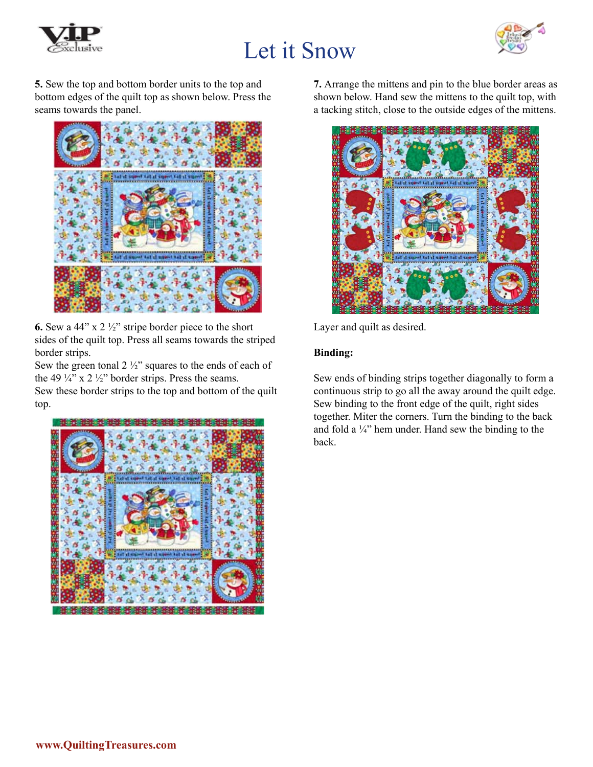**5.** Sew the top and bottom border units to the top and bottom edges of the quilt top as shown below. Press the seams towards the panel.

**6.** Sew a 44" x 2 ½" stripe border piece to the short sides of the quilt top. Press all seams towards the striped border strips.
Sew the green tonal 2 ½" squares to the ends of each of the 49 ¼" x 2 ½" border strips. Press the seams.
Sew these border strips to the top and bottom of the quilt top.

**7.** Arrange the mittens and pin to the blue border areas as shown below. Hand sew the mittens to the quilt top, with a tacking stitch, close to the outside edges of the mittens.

Layer and quilt as desired.

**Binding:**

Sew ends of binding strips together diagonally to form a continuous strip to go all the away around the quilt edge. Sew binding to the front edge of the quilt, right sides together. Miter the corners. Turn the binding to the back and fold a ¼" hem under. Hand sew the binding to the back.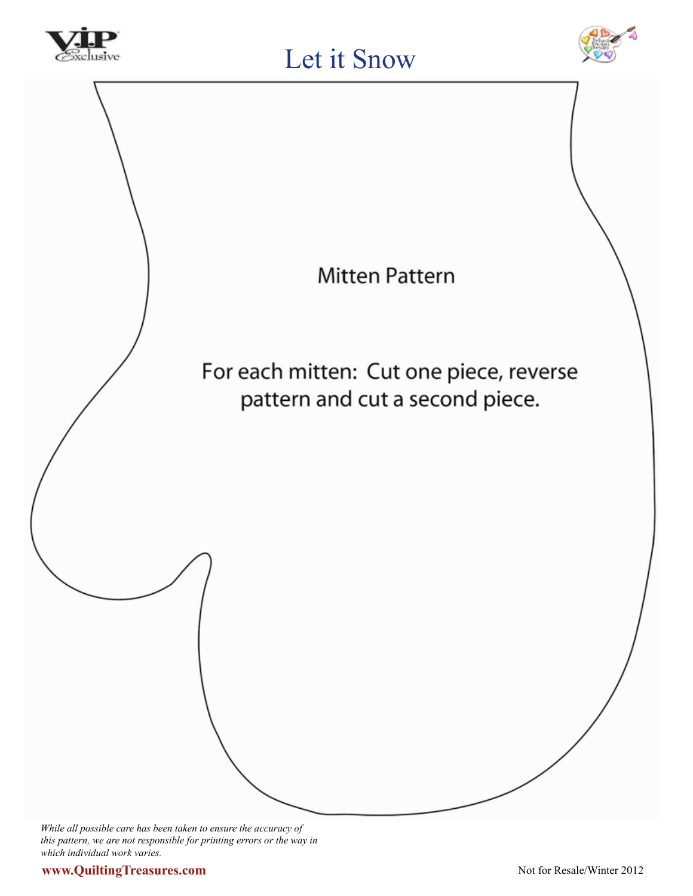# Let it Snow

Mitten Pattern

For each mitten: Cut one piece, reverse pattern and cut a second piece.

*While all possible care has been taken to ensure the accuracy of this pattern, we are not responsible for printing errors or the way in which individual work varies.*

**www.QuiltingTreasures.com**

Not for Resale/Winter 2012